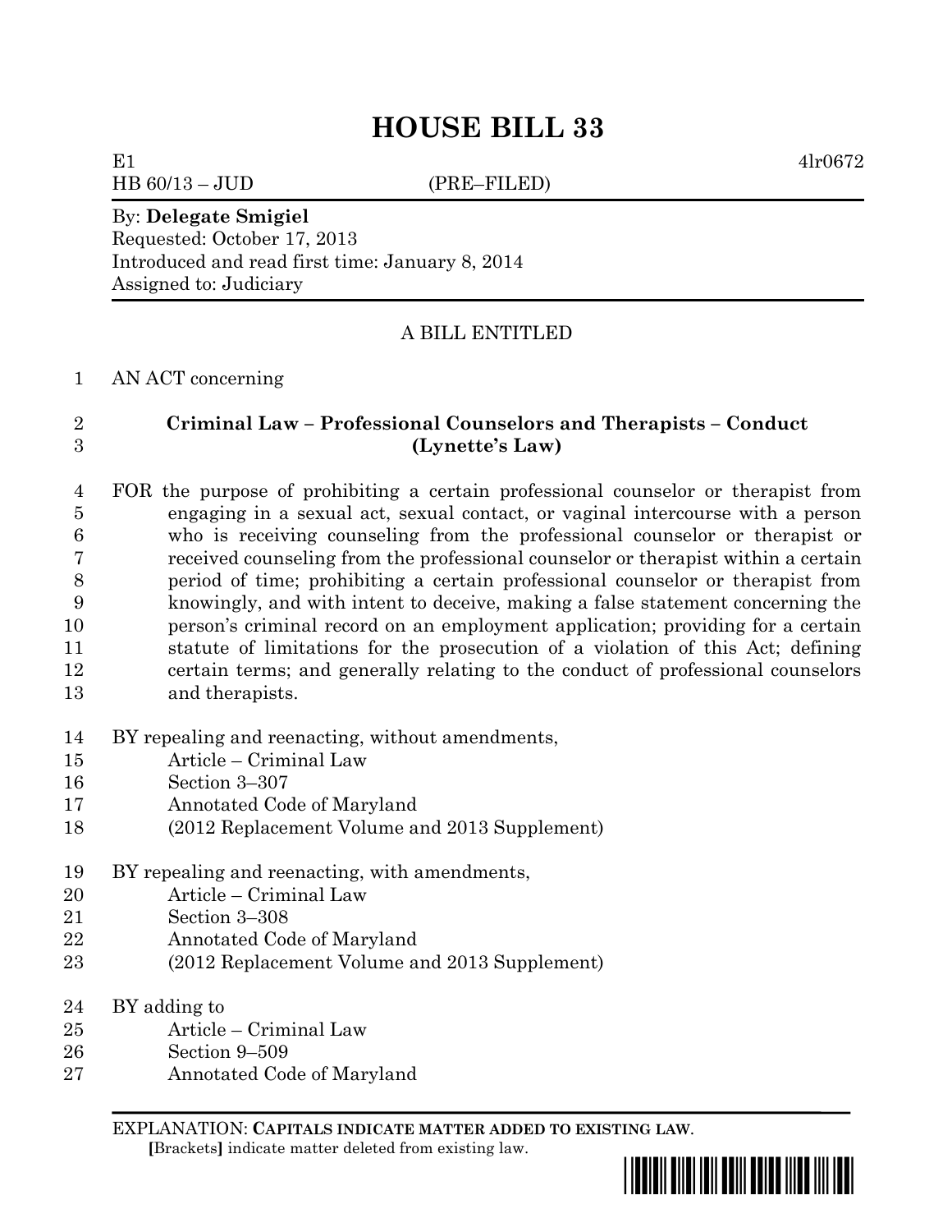# HOUSE BILL 33

E1 4lr0672
HB 60/13 – JUD (PRE–FILED)

By: **Delegate Smigiel**
Requested: October 17, 2013
Introduced and read first time: January 8, 2014
Assigned to: Judiciary

A BILL ENTITLED

1 AN ACT concerning

2 **Criminal Law – Professional Counselors and Therapists – Conduct**
3 **(Lynette's Law)**

4 FOR the purpose of prohibiting a certain professional counselor or therapist from
5 engaging in a sexual act, sexual contact, or vaginal intercourse with a person
6 who is receiving counseling from the professional counselor or therapist or
7 received counseling from the professional counselor or therapist within a certain
8 period of time; prohibiting a certain professional counselor or therapist from
9 knowingly, and with intent to deceive, making a false statement concerning the
10 person's criminal record on an employment application; providing for a certain
11 statute of limitations for the prosecution of a violation of this Act; defining
12 certain terms; and generally relating to the conduct of professional counselors
13 and therapists.

14 BY repealing and reenacting, without amendments,
15 Article – Criminal Law
16 Section 3–307
17 Annotated Code of Maryland
18 (2012 Replacement Volume and 2013 Supplement)

19 BY repealing and reenacting, with amendments,
20 Article – Criminal Law
21 Section 3–308
22 Annotated Code of Maryland
23 (2012 Replacement Volume and 2013 Supplement)

24 BY adding to
25 Article – Criminal Law
26 Section 9–509
27 Annotated Code of Maryland

EXPLANATION: **CAPITALS INDICATE MATTER ADDED TO EXISTING LAW.**
[Brackets] indicate matter deleted from existing law.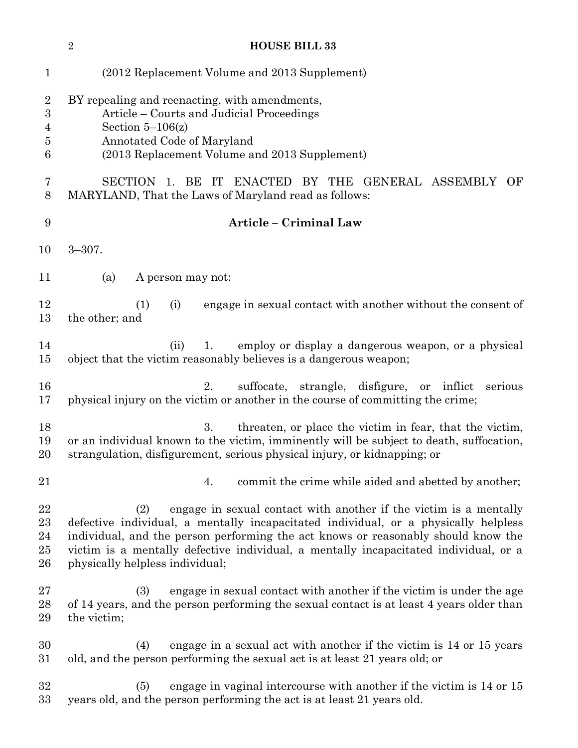(2012 Replacement Volume and 2013 Supplement)

BY repealing and reenacting, with amendments,
Article – Courts and Judicial Proceedings
Section 5–106(z)
Annotated Code of Maryland
(2013 Replacement Volume and 2013 Supplement)

SECTION 1. BE IT ENACTED BY THE GENERAL ASSEMBLY OF MARYLAND, That the Laws of Maryland read as follows:

**Article – Criminal Law**

3–307.

(a) A person may not:

(1) (i) engage in sexual contact with another without the consent of the other; and

(ii) 1. employ or display a dangerous weapon, or a physical object that the victim reasonably believes is a dangerous weapon;

2. suffocate, strangle, disfigure, or inflict serious physical injury on the victim or another in the course of committing the crime;

3. threaten, or place the victim in fear, that the victim, or an individual known to the victim, imminently will be subject to death, suffocation, strangulation, disfigurement, serious physical injury, or kidnapping; or

4. commit the crime while aided and abetted by another;

(2) engage in sexual contact with another if the victim is a mentally defective individual, a mentally incapacitated individual, or a physically helpless individual, and the person performing the act knows or reasonably should know the victim is a mentally defective individual, a mentally incapacitated individual, or a physically helpless individual;

(3) engage in sexual contact with another if the victim is under the age of 14 years, and the person performing the sexual contact is at least 4 years older than the victim;

(4) engage in a sexual act with another if the victim is 14 or 15 years old, and the person performing the sexual act is at least 21 years old; or

(5) engage in vaginal intercourse with another if the victim is 14 or 15 years old, and the person performing the act is at least 21 years old.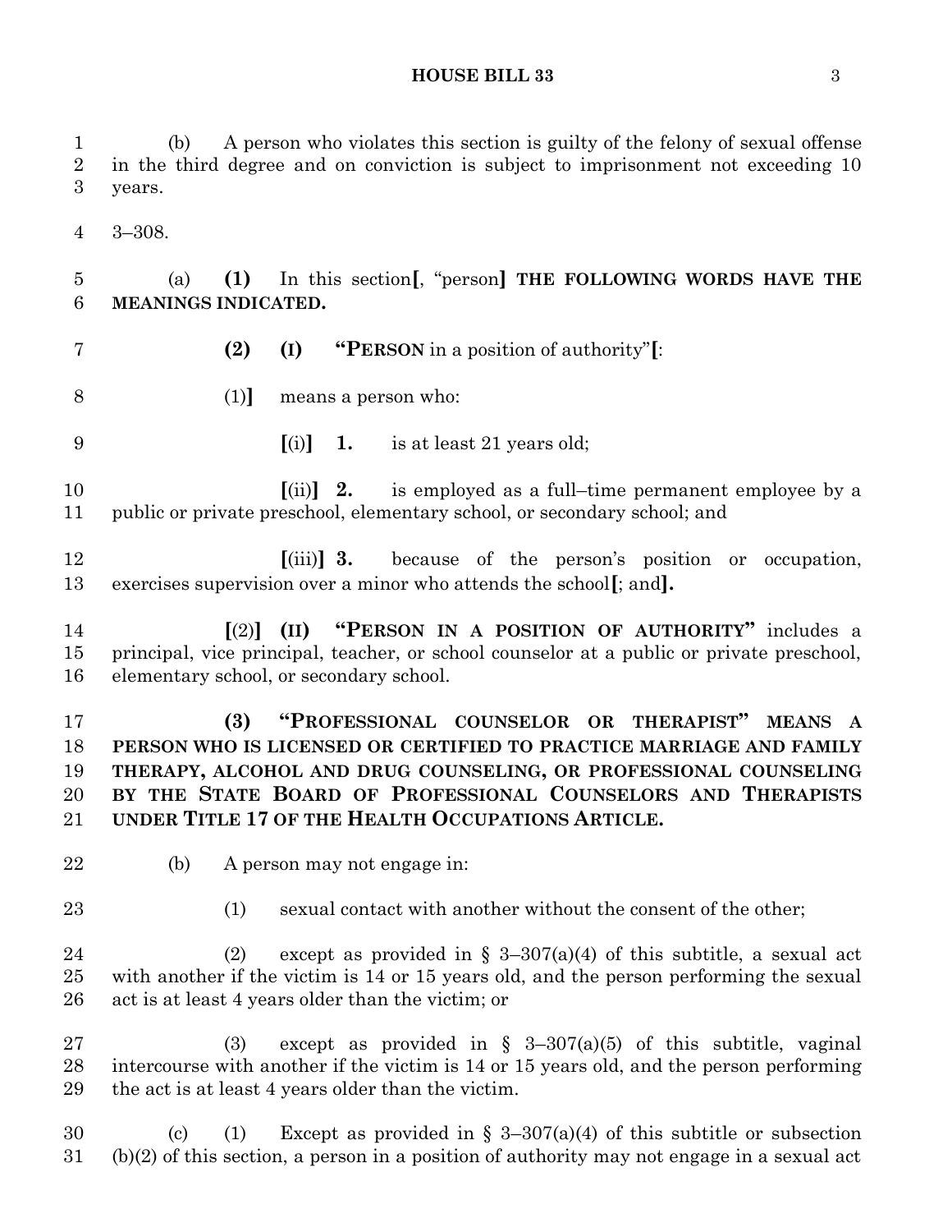(b) A person who violates this section is guilty of the felony of sexual offense in the third degree and on conviction is subject to imprisonment not exceeding 10 years.

3–308.

(a) **(1)** In this section[, "person] **THE FOLLOWING WORDS HAVE THE MEANINGS INDICATED.**

**(2)** **(I)** **"PERSON** in a position of authority"[:

(1)] means a person who:

[(i)] **1.** is at least 21 years old;

[(ii)] **2.** is employed as a full–time permanent employee by a public or private preschool, elementary school, or secondary school; and

[(iii)] **3.** because of the person's position or occupation, exercises supervision over a minor who attends the school[; and].

[(2)] **(II)** **"PERSON IN A POSITION OF AUTHORITY"** includes a principal, vice principal, teacher, or school counselor at a public or private preschool, elementary school, or secondary school.

**(3)** **"PROFESSIONAL COUNSELOR OR THERAPIST" MEANS A PERSON WHO IS LICENSED OR CERTIFIED TO PRACTICE MARRIAGE AND FAMILY THERAPY, ALCOHOL AND DRUG COUNSELING, OR PROFESSIONAL COUNSELING BY THE STATE BOARD OF PROFESSIONAL COUNSELORS AND THERAPISTS UNDER TITLE 17 OF THE HEALTH OCCUPATIONS ARTICLE.**

(b) A person may not engage in:

(1) sexual contact with another without the consent of the other;

(2) except as provided in § 3–307(a)(4) of this subtitle, a sexual act with another if the victim is 14 or 15 years old, and the person performing the sexual act is at least 4 years older than the victim; or

(3) except as provided in § 3–307(a)(5) of this subtitle, vaginal intercourse with another if the victim is 14 or 15 years old, and the person performing the act is at least 4 years older than the victim.

(c) (1) Except as provided in § 3–307(a)(4) of this subtitle or subsection (b)(2) of this section, a person in a position of authority may not engage in a sexual act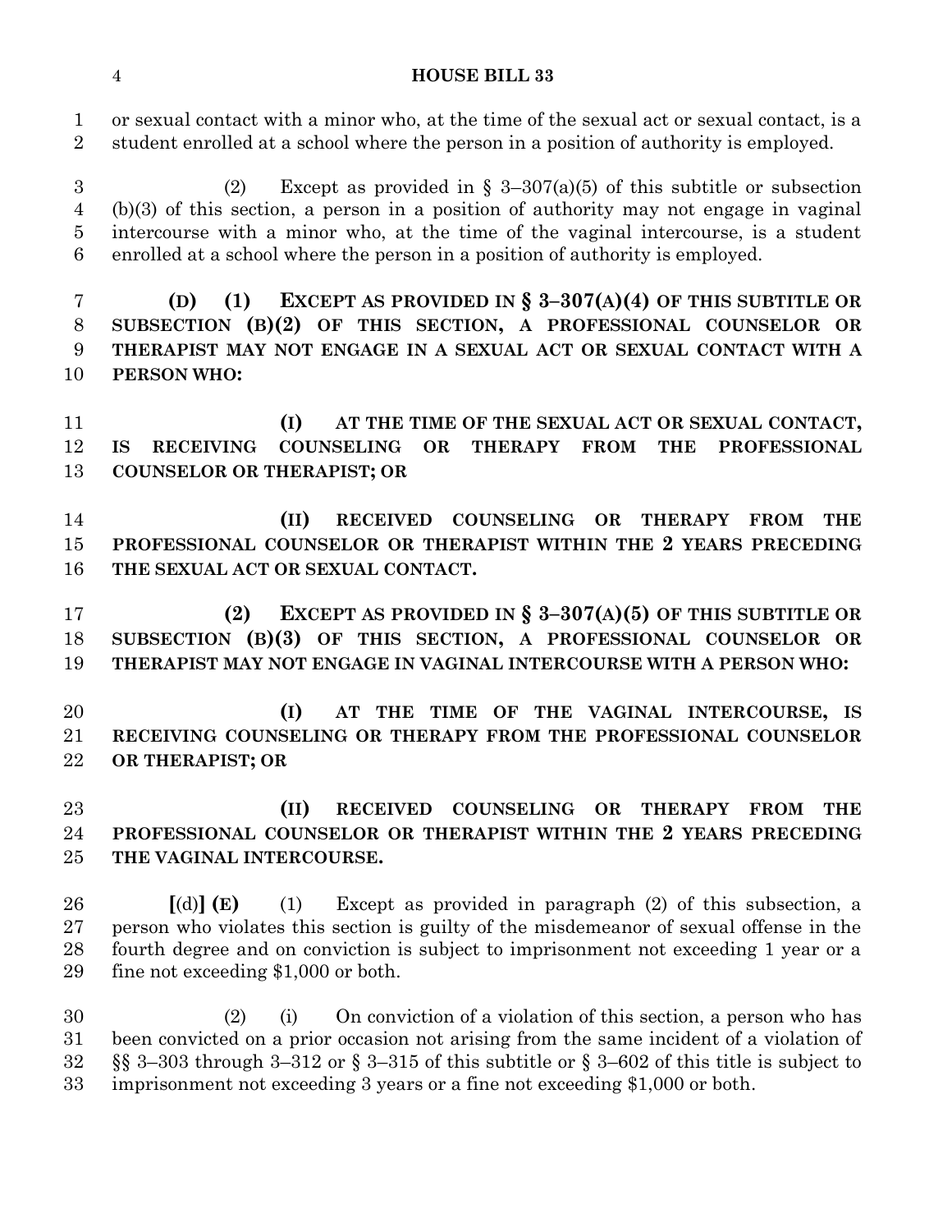or sexual contact with a minor who, at the time of the sexual act or sexual contact, is a student enrolled at a school where the person in a position of authority is employed.

(2) Except as provided in § 3–307(a)(5) of this subtitle or subsection (b)(3) of this section, a person in a position of authority may not engage in vaginal intercourse with a minor who, at the time of the vaginal intercourse, is a student enrolled at a school where the person in a position of authority is employed.

**(D) (1) EXCEPT AS PROVIDED IN § 3–307(A)(4) OF THIS SUBTITLE OR SUBSECTION (B)(2) OF THIS SECTION, A PROFESSIONAL COUNSELOR OR THERAPIST MAY NOT ENGAGE IN A SEXUAL ACT OR SEXUAL CONTACT WITH A PERSON WHO:**

**(I) AT THE TIME OF THE SEXUAL ACT OR SEXUAL CONTACT, IS RECEIVING COUNSELING OR THERAPY FROM THE PROFESSIONAL COUNSELOR OR THERAPIST; OR**

**(II) RECEIVED COUNSELING OR THERAPY FROM THE PROFESSIONAL COUNSELOR OR THERAPIST WITHIN THE 2 YEARS PRECEDING THE SEXUAL ACT OR SEXUAL CONTACT.**

**(2) EXCEPT AS PROVIDED IN § 3–307(A)(5) OF THIS SUBTITLE OR SUBSECTION (B)(3) OF THIS SECTION, A PROFESSIONAL COUNSELOR OR THERAPIST MAY NOT ENGAGE IN VAGINAL INTERCOURSE WITH A PERSON WHO:**

**(I) AT THE TIME OF THE VAGINAL INTERCOURSE, IS RECEIVING COUNSELING OR THERAPY FROM THE PROFESSIONAL COUNSELOR OR THERAPIST; OR**

**(II) RECEIVED COUNSELING OR THERAPY FROM THE PROFESSIONAL COUNSELOR OR THERAPIST WITHIN THE 2 YEARS PRECEDING THE VAGINAL INTERCOURSE.**

**[**(d)**] (E)** (1) Except as provided in paragraph (2) of this subsection, a person who violates this section is guilty of the misdemeanor of sexual offense in the fourth degree and on conviction is subject to imprisonment not exceeding 1 year or a fine not exceeding $1,000 or both.

(2) (i) On conviction of a violation of this section, a person who has been convicted on a prior occasion not arising from the same incident of a violation of §§ 3–303 through 3–312 or § 3–315 of this subtitle or § 3–602 of this title is subject to imprisonment not exceeding 3 years or a fine not exceeding $1,000 or both.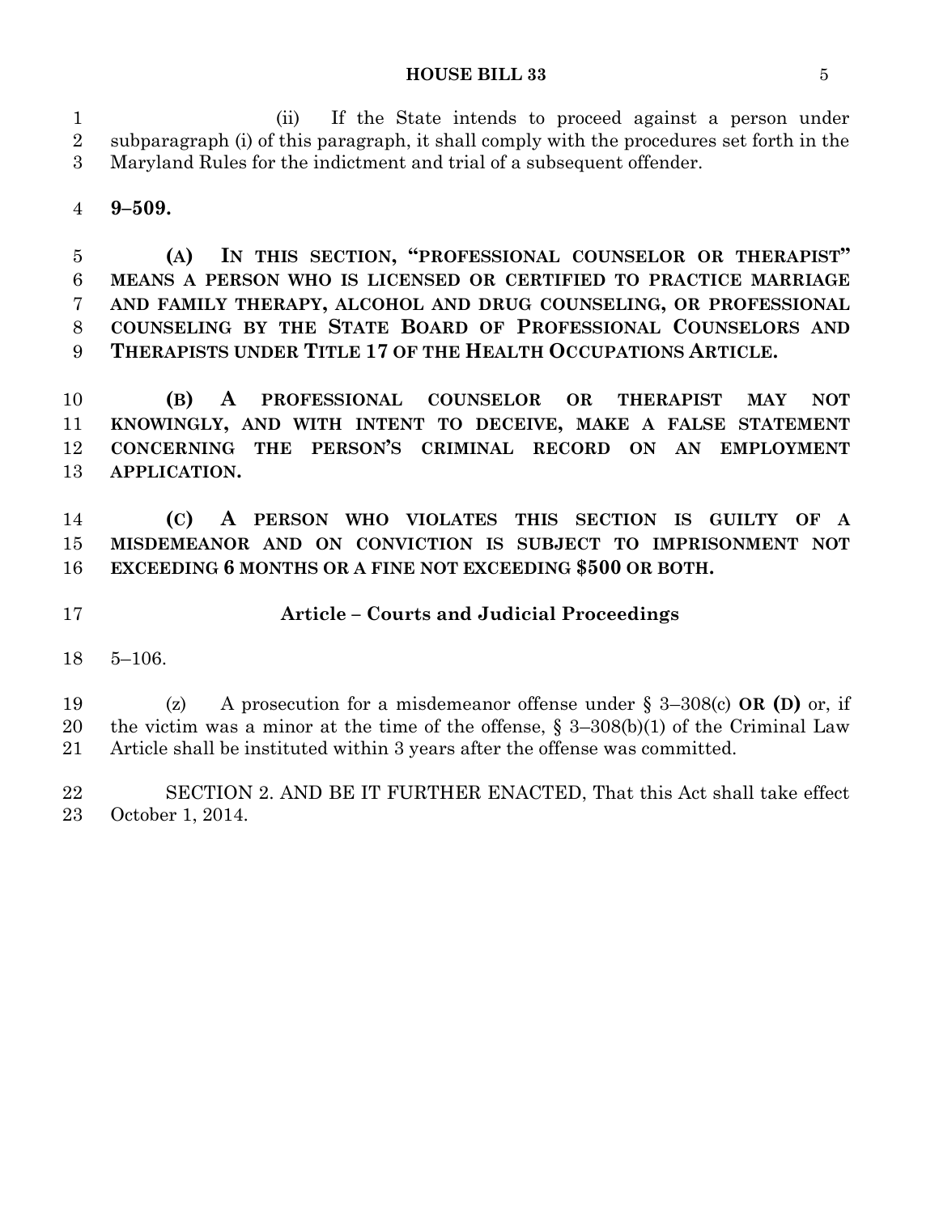(ii) If the State intends to proceed against a person under subparagraph (i) of this paragraph, it shall comply with the procedures set forth in the Maryland Rules for the indictment and trial of a subsequent offender.

**9–509.**

**(A) IN THIS SECTION, "PROFESSIONAL COUNSELOR OR THERAPIST" MEANS A PERSON WHO IS LICENSED OR CERTIFIED TO PRACTICE MARRIAGE AND FAMILY THERAPY, ALCOHOL AND DRUG COUNSELING, OR PROFESSIONAL COUNSELING BY THE STATE BOARD OF PROFESSIONAL COUNSELORS AND THERAPISTS UNDER TITLE 17 OF THE HEALTH OCCUPATIONS ARTICLE.**

**(B) A PROFESSIONAL COUNSELOR OR THERAPIST MAY NOT KNOWINGLY, AND WITH INTENT TO DECEIVE, MAKE A FALSE STATEMENT CONCERNING THE PERSON'S CRIMINAL RECORD ON AN EMPLOYMENT APPLICATION.**

**(C) A PERSON WHO VIOLATES THIS SECTION IS GUILTY OF A MISDEMEANOR AND ON CONVICTION IS SUBJECT TO IMPRISONMENT NOT EXCEEDING 6 MONTHS OR A FINE NOT EXCEEDING $500 OR BOTH.**

## Article – Courts and Judicial Proceedings

5–106.

(z) A prosecution for a misdemeanor offense under § 3–308(c) **OR (D)** or, if the victim was a minor at the time of the offense, § 3–308(b)(1) of the Criminal Law Article shall be instituted within 3 years after the offense was committed.

SECTION 2. AND BE IT FURTHER ENACTED, That this Act shall take effect October 1, 2014.